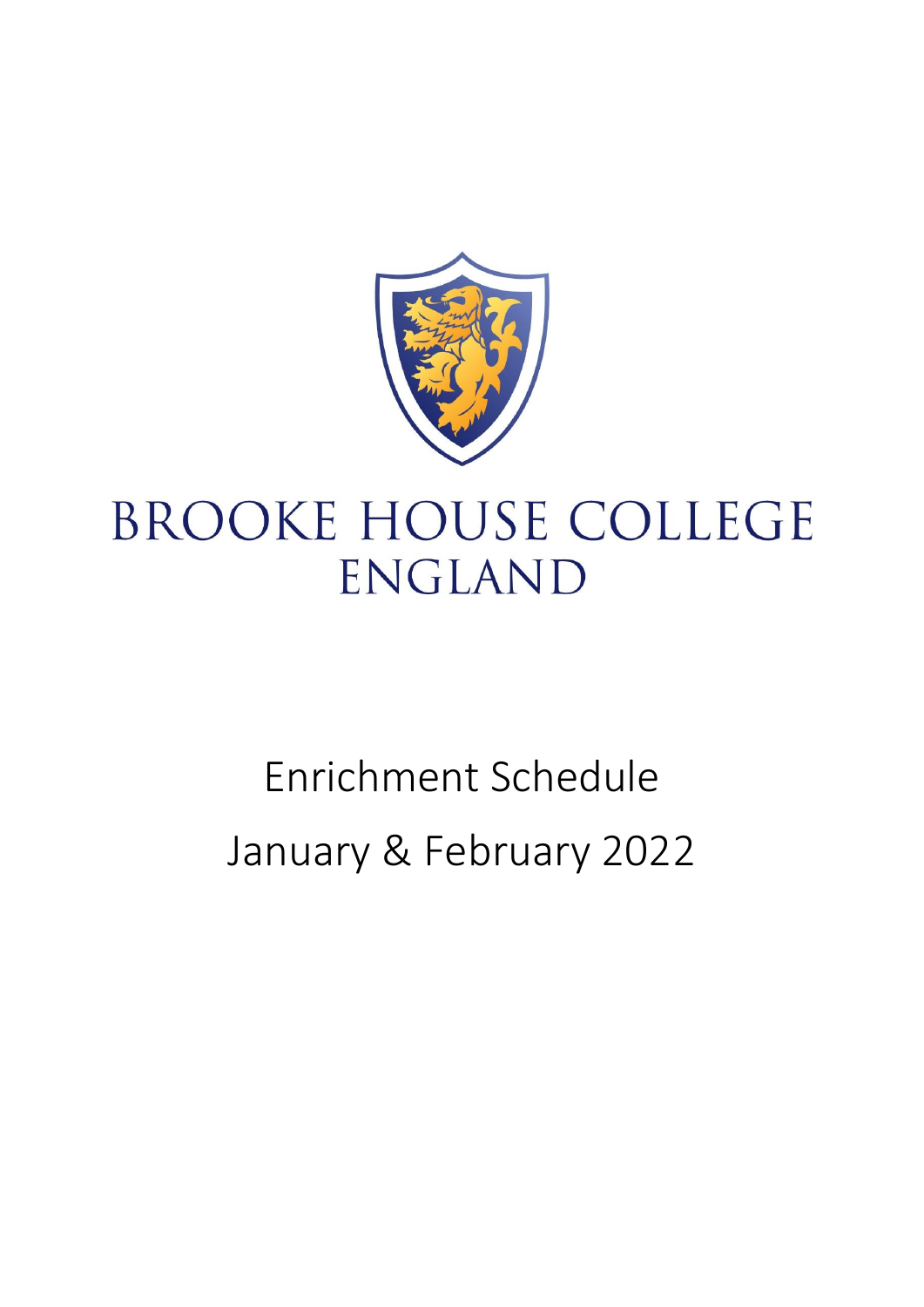# BROOKE HOUSE COLLEGE ENGLAND

## Enrichment Schedule

## January & February 2022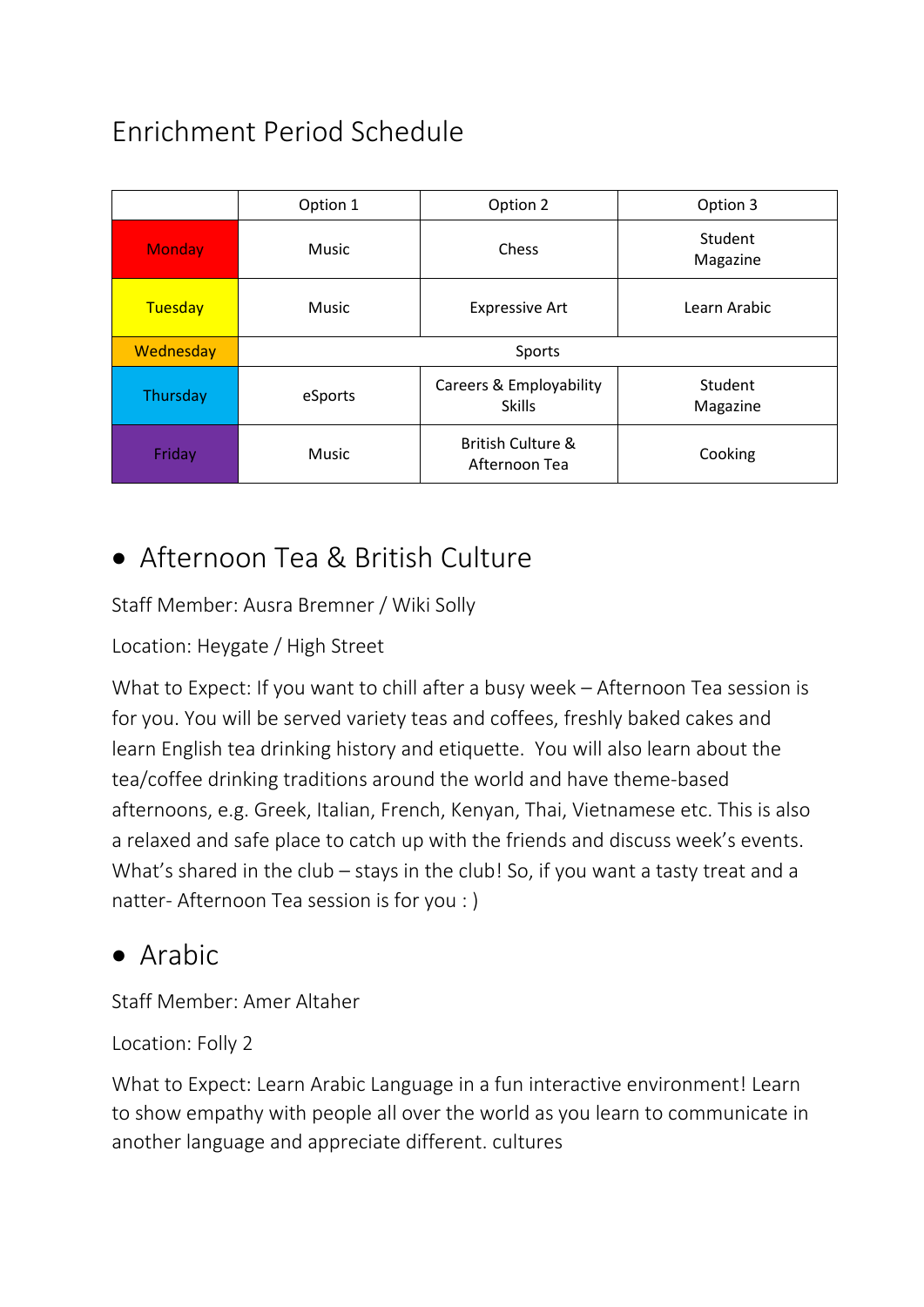# Enrichment Period Schedule

| | Option 1 | Option 2 | Option 3 |
|---|---|---|---|
| Monday | Music | Chess | Student Magazine |
| Tuesday | Music | Expressive Art | Learn Arabic |
| Wednesday | Sports | | |
| Thursday | eSports | Careers & Employability Skills | Student Magazine |
| Friday | Music | British Culture & Afternoon Tea | Cooking |

- ## Afternoon Tea & British Culture

Staff Member: Ausra Bremner / Wiki Solly

Location: Heygate / High Street

What to Expect: If you want to chill after a busy week – Afternoon Tea session is for you. You will be served variety teas and coffees, freshly baked cakes and learn English tea drinking history and etiquette. You will also learn about the tea/coffee drinking traditions around the world and have theme-based afternoons, e.g. Greek, Italian, French, Kenyan, Thai, Vietnamese etc. This is also a relaxed and safe place to catch up with the friends and discuss week's events. What's shared in the club – stays in the club! So, if you want a tasty treat and a natter- Afternoon Tea session is for you : )

- ## Arabic

Staff Member: Amer Altaher

Location: Folly 2

What to Expect: Learn Arabic Language in a fun interactive environment! Learn to show empathy with people all over the world as you learn to communicate in another language and appreciate different. cultures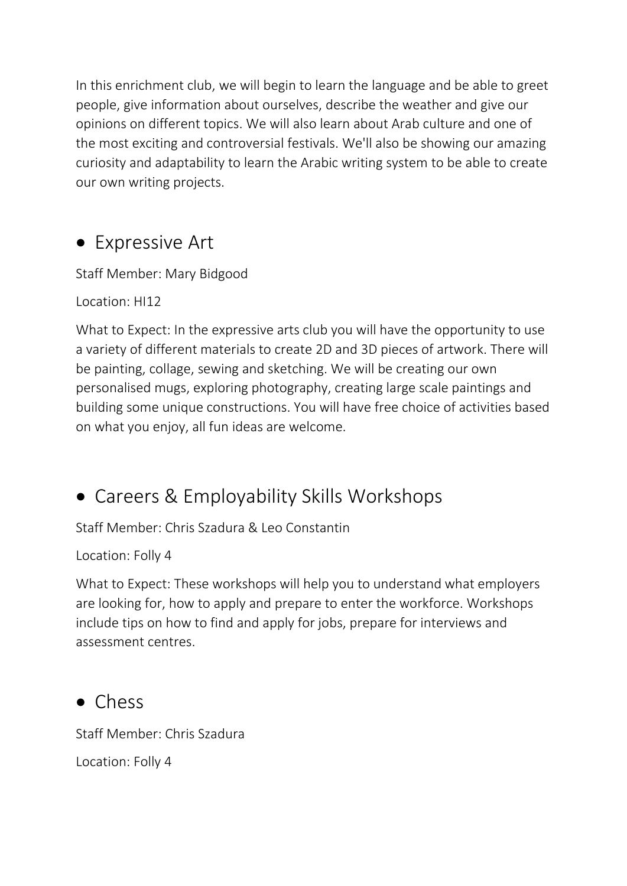In this enrichment club, we will begin to learn the language and be able to greet people, give information about ourselves, describe the weather and give our opinions on different topics. We will also learn about Arab culture and one of the most exciting and controversial festivals. We'll also be showing our amazing curiosity and adaptability to learn the Arabic writing system to be able to create our own writing projects.

## • Expressive Art

Staff Member: Mary Bidgood

Location: HI12

What to Expect: In the expressive arts club you will have the opportunity to use a variety of different materials to create 2D and 3D pieces of artwork. There will be painting, collage, sewing and sketching. We will be creating our own personalised mugs, exploring photography, creating large scale paintings and building some unique constructions. You will have free choice of activities based on what you enjoy, all fun ideas are welcome.

## • Careers & Employability Skills Workshops

Staff Member: Chris Szadura & Leo Constantin

Location: Folly 4

What to Expect: These workshops will help you to understand what employers are looking for, how to apply and prepare to enter the workforce. Workshops include tips on how to find and apply for jobs, prepare for interviews and assessment centres.

## • Chess

Staff Member: Chris Szadura

Location: Folly 4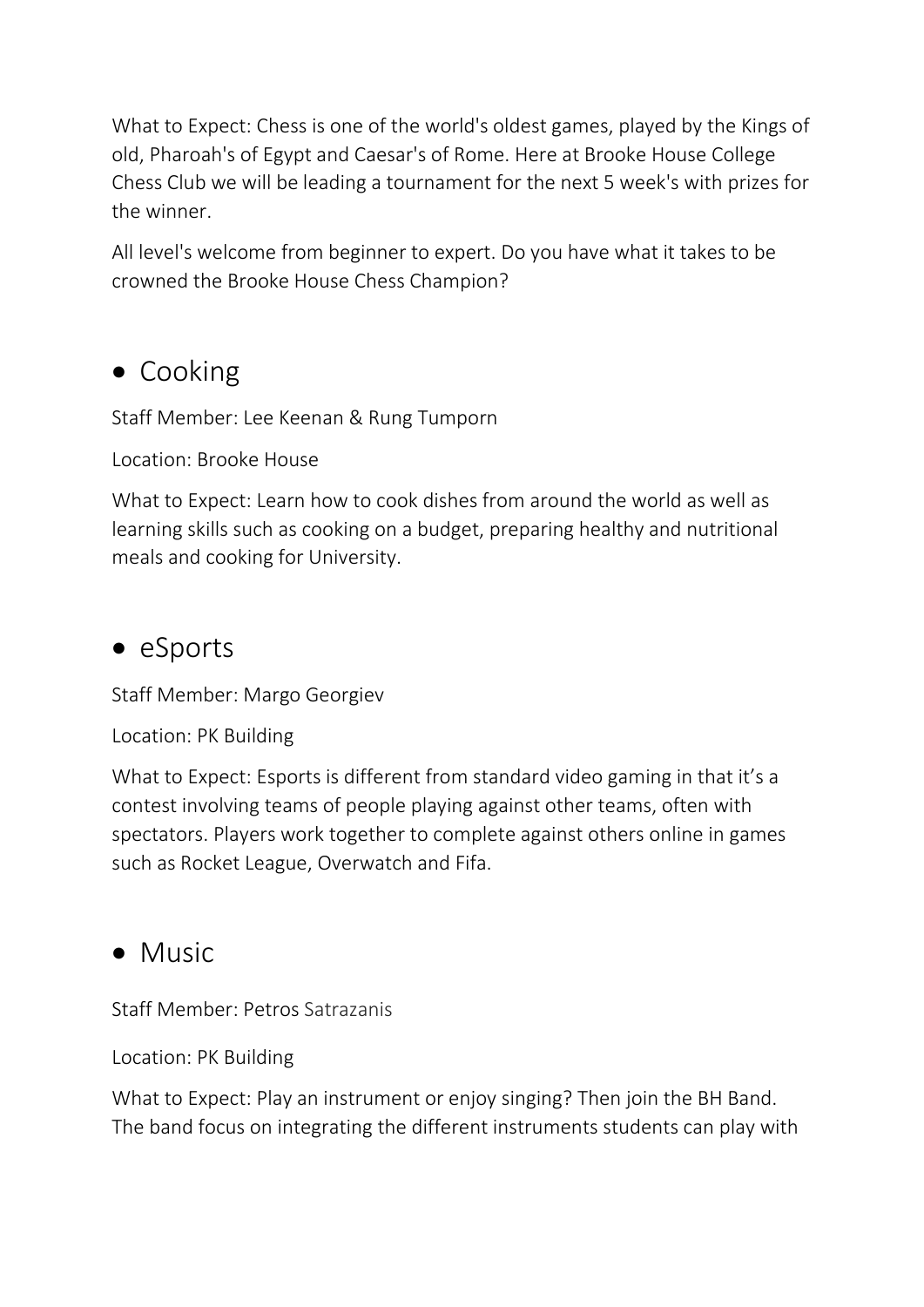What to Expect: Chess is one of the world's oldest games, played by the Kings of old, Pharoah's of Egypt and Caesar's of Rome. Here at Brooke House College Chess Club we will be leading a tournament for the next 5 week's with prizes for the winner.

All level's welcome from beginner to expert. Do you have what it takes to be crowned the Brooke House Chess Champion?

- Cooking

Staff Member: Lee Keenan & Rung Tumporn

Location: Brooke House

What to Expect: Learn how to cook dishes from around the world as well as learning skills such as cooking on a budget, preparing healthy and nutritional meals and cooking for University.

- eSports

Staff Member: Margo Georgiev

Location: PK Building

What to Expect: Esports is different from standard video gaming in that it's a contest involving teams of people playing against other teams, often with spectators. Players work together to complete against others online in games such as Rocket League, Overwatch and Fifa.

- Music

Staff Member: Petros Satrazanis

Location: PK Building

What to Expect: Play an instrument or enjoy singing? Then join the BH Band. The band focus on integrating the different instruments students can play with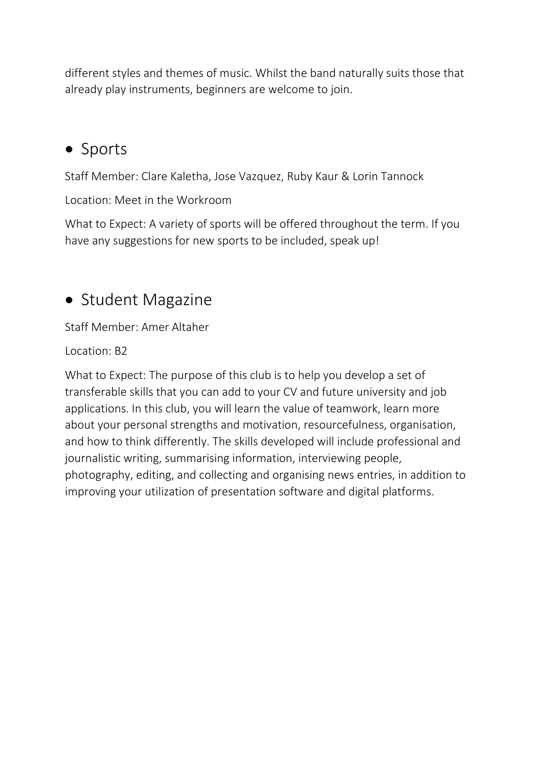different styles and themes of music. Whilst the band naturally suits those that already play instruments, beginners are welcome to join.

- ## Sports

Staff Member: Clare Kaletha, Jose Vazquez, Ruby Kaur & Lorin Tannock

Location: Meet in the Workroom

What to Expect: A variety of sports will be offered throughout the term. If you have any suggestions for new sports to be included, speak up!

- ## Student Magazine

Staff Member: Amer Altaher

Location: B2

What to Expect: The purpose of this club is to help you develop a set of transferable skills that you can add to your CV and future university and job applications. In this club, you will learn the value of teamwork, learn more about your personal strengths and motivation, resourcefulness, organisation, and how to think differently. The skills developed will include professional and journalistic writing, summarising information, interviewing people, photography, editing, and collecting and organising news entries, in addition to improving your utilization of presentation software and digital platforms.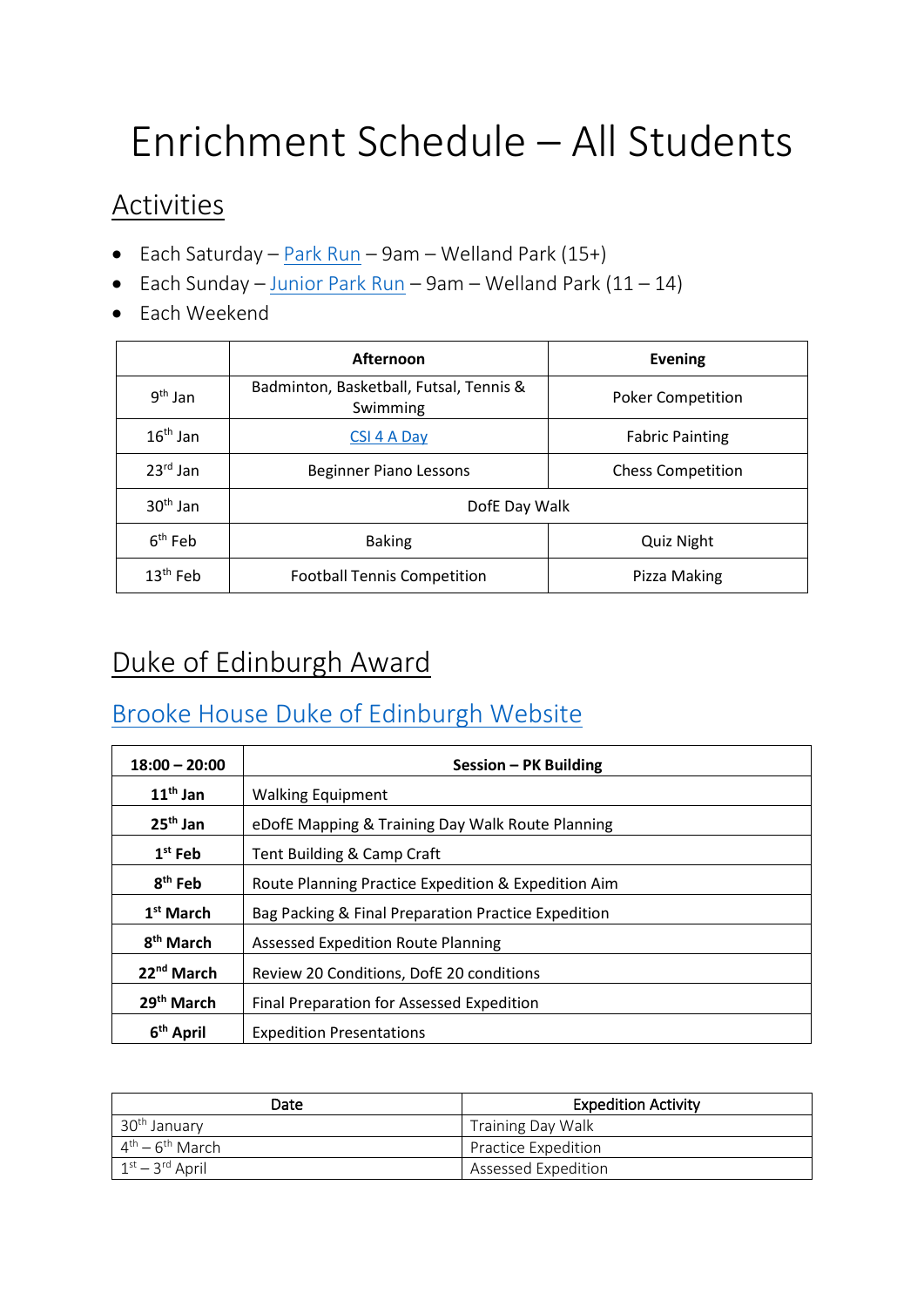# Enrichment Schedule – All Students

## Activities

- Each Saturday – Park Run – 9am – Welland Park (15+)
- Each Sunday – Junior Park Run – 9am – Welland Park (11 – 14)
- Each Weekend

| | **Afternoon** | **Evening** |
|---|---|---|
| 9th Jan | Badminton, Basketball, Futsal, Tennis & Swimming | Poker Competition |
| 16th Jan | CSI 4 A Day | Fabric Painting |
| 23rd Jan | Beginner Piano Lessons | Chess Competition |
| 30th Jan | DofE Day Walk | |
| 6th Feb | Baking | Quiz Night |
| 13th Feb | Football Tennis Competition | Pizza Making |

## Duke of Edinburgh Award

## Brooke House Duke of Edinburgh Website

| **18:00 – 20:00** | **Session – PK Building** |
|---|---|
| **11th Jan** | Walking Equipment |
| **25th Jan** | eDofE Mapping & Training Day Walk Route Planning |
| **1st Feb** | Tent Building & Camp Craft |
| **8th Feb** | Route Planning Practice Expedition & Expedition Aim |
| **1st March** | Bag Packing & Final Preparation Practice Expedition |
| **8th March** | Assessed Expedition Route Planning |
| **22nd March** | Review 20 Conditions, DofE 20 conditions |
| **29th March** | Final Preparation for Assessed Expedition |
| **6th April** | Expedition Presentations |

| Date | Expedition Activity |
|---|---|
| 30th January | Training Day Walk |
| 4th – 6th March | Practice Expedition |
| 1st – 3rd April | Assessed Expedition |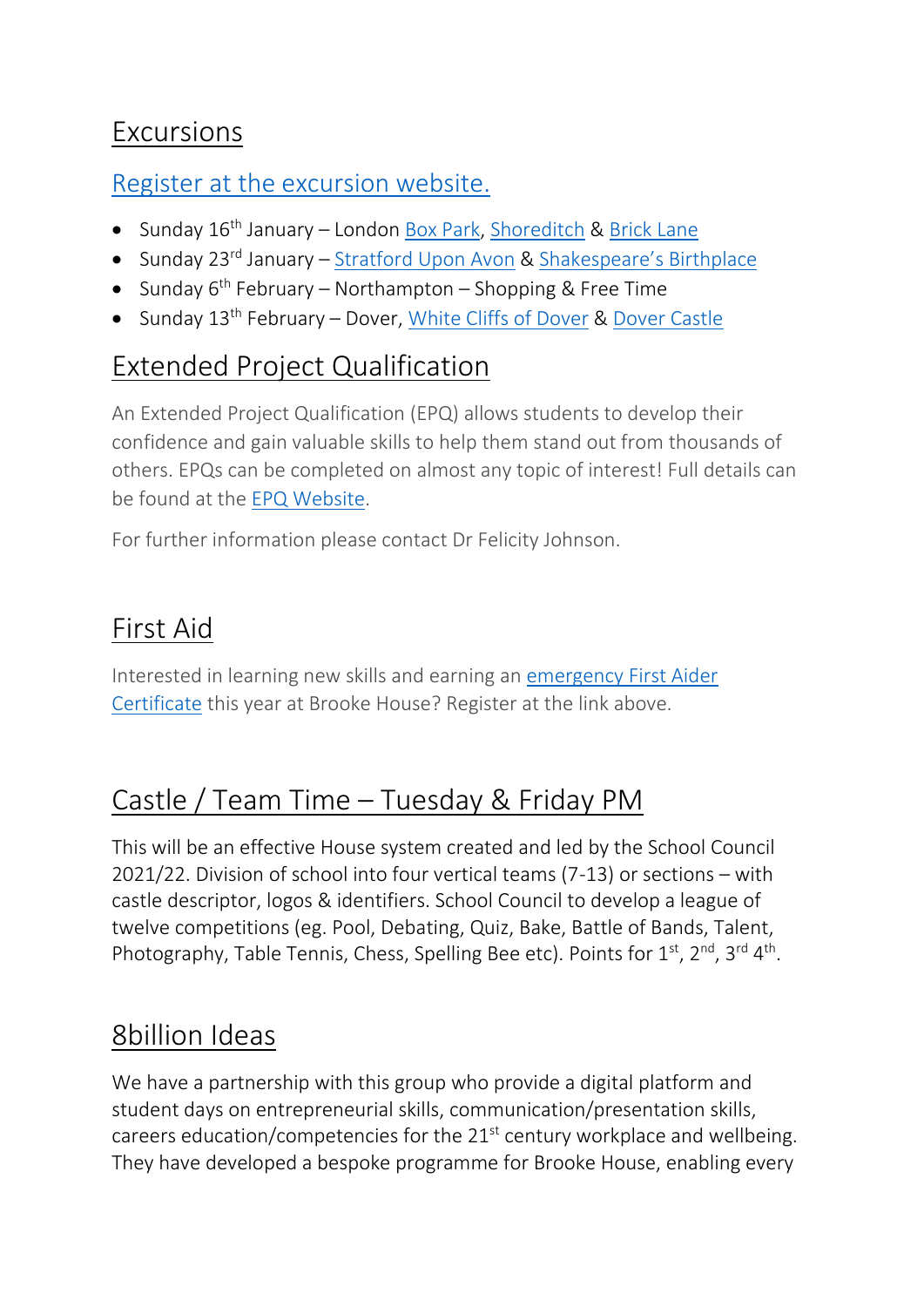## Excursions

Register at the excursion website.

- Sunday 16th January – London Box Park, Shoreditch & Brick Lane
- Sunday 23rd January – Stratford Upon Avon & Shakespeare's Birthplace
- Sunday 6th February – Northampton – Shopping & Free Time
- Sunday 13th February – Dover, White Cliffs of Dover & Dover Castle

## Extended Project Qualification

An Extended Project Qualification (EPQ) allows students to develop their confidence and gain valuable skills to help them stand out from thousands of others. EPQs can be completed on almost any topic of interest! Full details can be found at the EPQ Website.

For further information please contact Dr Felicity Johnson.

## First Aid

Interested in learning new skills and earning an emergency First Aider Certificate this year at Brooke House? Register at the link above.

## Castle / Team Time – Tuesday & Friday PM

This will be an effective House system created and led by the School Council 2021/22. Division of school into four vertical teams (7-13) or sections – with castle descriptor, logos & identifiers. School Council to develop a league of twelve competitions (eg. Pool, Debating, Quiz, Bake, Battle of Bands, Talent, Photography, Table Tennis, Chess, Spelling Bee etc). Points for 1st, 2nd, 3rd 4th.

## 8billion Ideas

We have a partnership with this group who provide a digital platform and student days on entrepreneurial skills, communication/presentation skills, careers education/competencies for the 21st century workplace and wellbeing. They have developed a bespoke programme for Brooke House, enabling every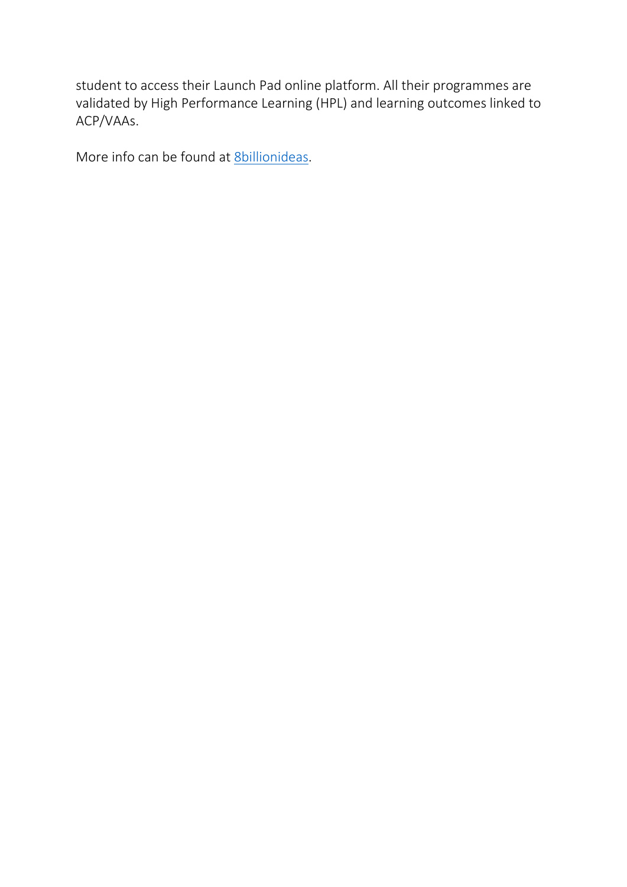student to access their Launch Pad online platform. All their programmes are validated by High Performance Learning (HPL) and learning outcomes linked to ACP/VAAs.

More info can be found at [8billionideas](8billionideas).